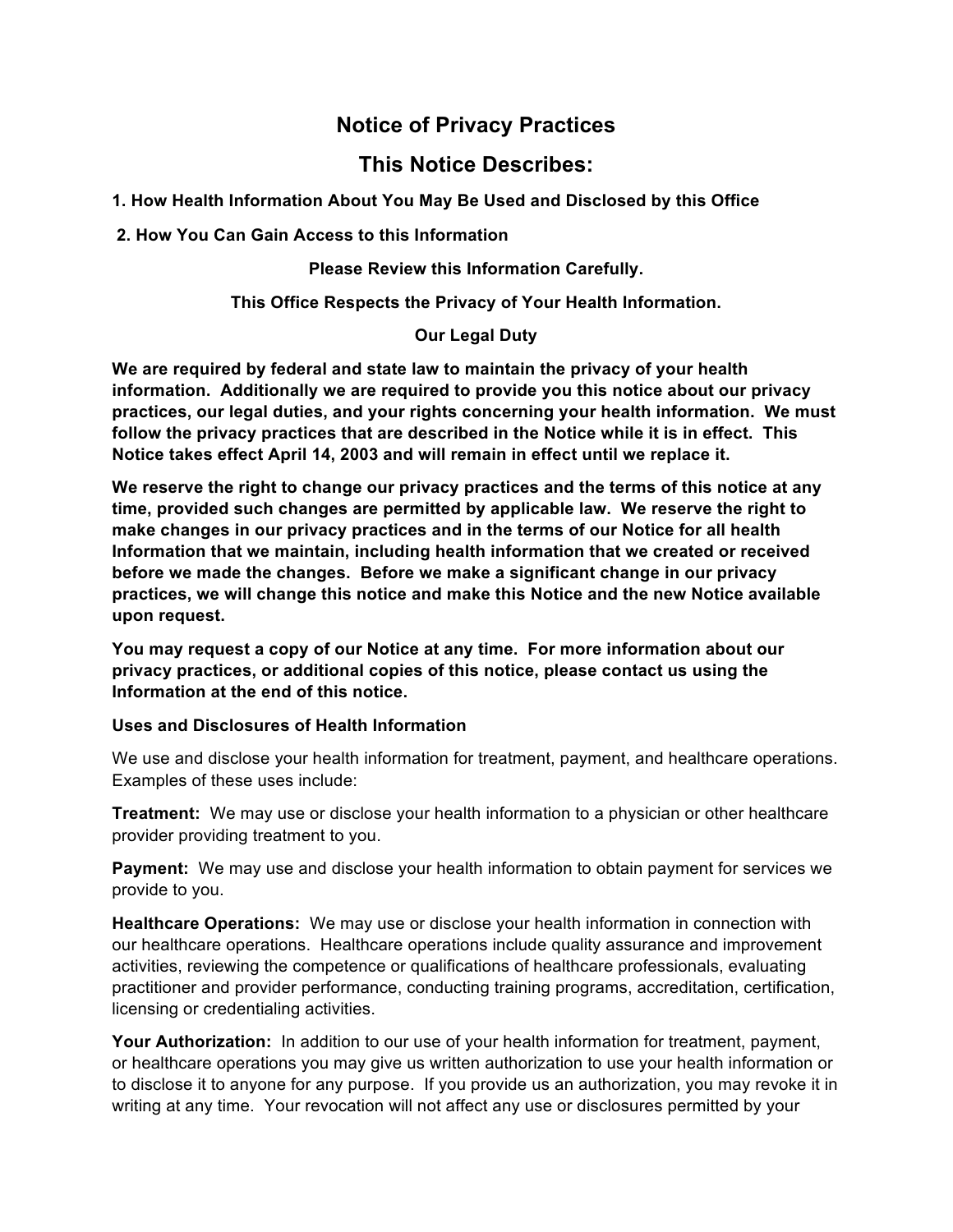# Notice of Privacy Practices

## This Notice Describes:

**1. How Health Information About You May Be Used and Disclosed by this Office**

**2. How You Can Gain Access to this Information**

**Please Review this Information Carefully.**

**This Office Respects the Privacy of Your Health Information.**

**Our Legal Duty**

**We are required by federal and state law to maintain the privacy of your health information. Additionally we are required to provide you this notice about our privacy practices, our legal duties, and your rights concerning your health information. We must follow the privacy practices that are described in the Notice while it is in effect. This Notice takes effect April 14, 2003 and will remain in effect until we replace it.**

**We reserve the right to change our privacy practices and the terms of this notice at any time, provided such changes are permitted by applicable law. We reserve the right to make changes in our privacy practices and in the terms of our Notice for all health Information that we maintain, including health information that we created or received before we made the changes. Before we make a significant change in our privacy practices, we will change this notice and make this Notice and the new Notice available upon request.**

**You may request a copy of our Notice at any time. For more information about our privacy practices, or additional copies of this notice, please contact us using the Information at the end of this notice.**

**Uses and Disclosures of Health Information**

We use and disclose your health information for treatment, payment, and healthcare operations. Examples of these uses include:

**Treatment:** We may use or disclose your health information to a physician or other healthcare provider providing treatment to you.

**Payment:** We may use and disclose your health information to obtain payment for services we provide to you.

**Healthcare Operations:** We may use or disclose your health information in connection with our healthcare operations. Healthcare operations include quality assurance and improvement activities, reviewing the competence or qualifications of healthcare professionals, evaluating practitioner and provider performance, conducting training programs, accreditation, certification, licensing or credentialing activities.

**Your Authorization:** In addition to our use of your health information for treatment, payment, or healthcare operations you may give us written authorization to use your health information or to disclose it to anyone for any purpose. If you provide us an authorization, you may revoke it in writing at any time. Your revocation will not affect any use or disclosures permitted by your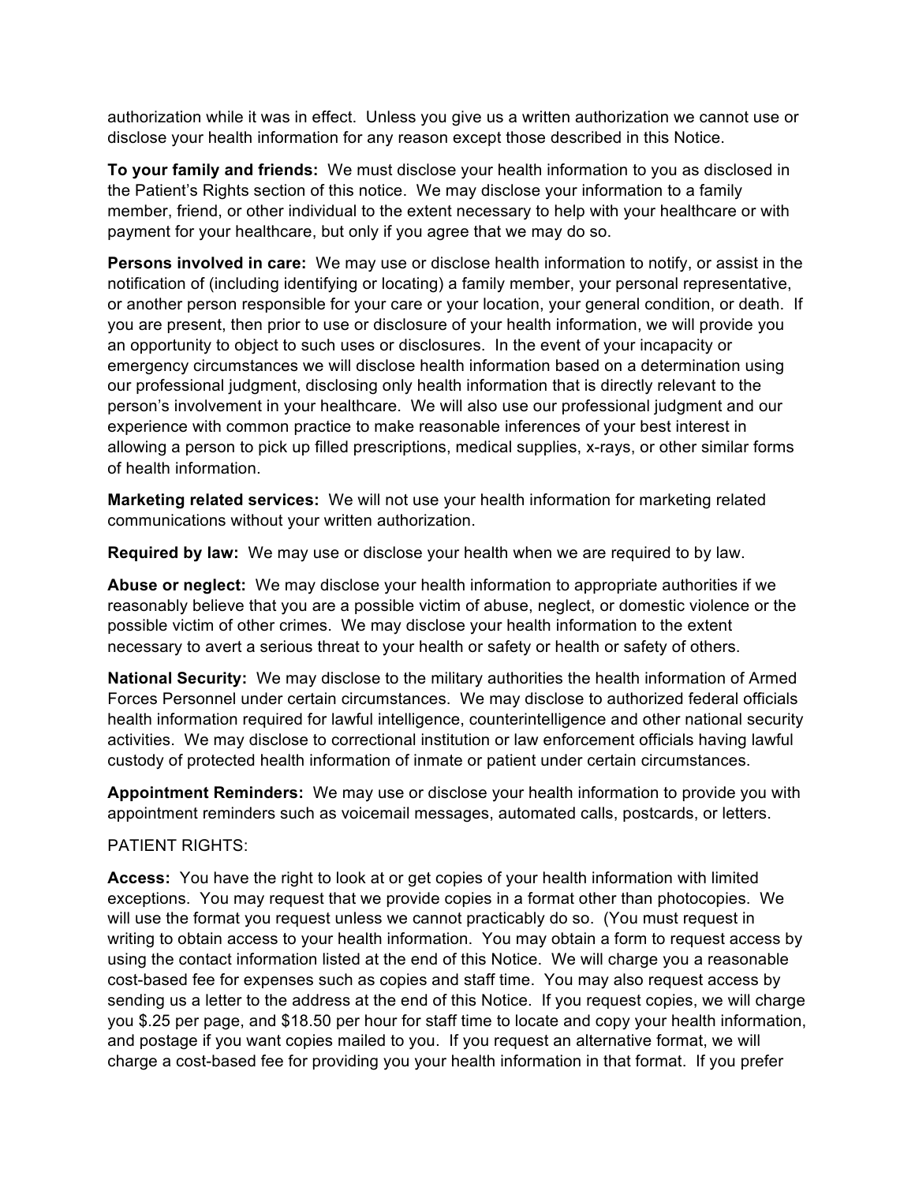authorization while it was in effect. Unless you give us a written authorization we cannot use or disclose your health information for any reason except those described in this Notice.

**To your family and friends:** We must disclose your health information to you as disclosed in the Patient's Rights section of this notice. We may disclose your information to a family member, friend, or other individual to the extent necessary to help with your healthcare or with payment for your healthcare, but only if you agree that we may do so.

**Persons involved in care:** We may use or disclose health information to notify, or assist in the notification of (including identifying or locating) a family member, your personal representative, or another person responsible for your care or your location, your general condition, or death. If you are present, then prior to use or disclosure of your health information, we will provide you an opportunity to object to such uses or disclosures. In the event of your incapacity or emergency circumstances we will disclose health information based on a determination using our professional judgment, disclosing only health information that is directly relevant to the person's involvement in your healthcare. We will also use our professional judgment and our experience with common practice to make reasonable inferences of your best interest in allowing a person to pick up filled prescriptions, medical supplies, x-rays, or other similar forms of health information.

**Marketing related services:** We will not use your health information for marketing related communications without your written authorization.

**Required by law:** We may use or disclose your health when we are required to by law.

**Abuse or neglect:** We may disclose your health information to appropriate authorities if we reasonably believe that you are a possible victim of abuse, neglect, or domestic violence or the possible victim of other crimes. We may disclose your health information to the extent necessary to avert a serious threat to your health or safety or health or safety of others.

**National Security:** We may disclose to the military authorities the health information of Armed Forces Personnel under certain circumstances. We may disclose to authorized federal officials health information required for lawful intelligence, counterintelligence and other national security activities. We may disclose to correctional institution or law enforcement officials having lawful custody of protected health information of inmate or patient under certain circumstances.

**Appointment Reminders:** We may use or disclose your health information to provide you with appointment reminders such as voicemail messages, automated calls, postcards, or letters.

PATIENT RIGHTS:

**Access:** You have the right to look at or get copies of your health information with limited exceptions. You may request that we provide copies in a format other than photocopies. We will use the format you request unless we cannot practicably do so. (You must request in writing to obtain access to your health information. You may obtain a form to request access by using the contact information listed at the end of this Notice. We will charge you a reasonable cost-based fee for expenses such as copies and staff time. You may also request access by sending us a letter to the address at the end of this Notice. If you request copies, we will charge you $.25 per page, and $18.50 per hour for staff time to locate and copy your health information, and postage if you want copies mailed to you. If you request an alternative format, we will charge a cost-based fee for providing you your health information in that format. If you prefer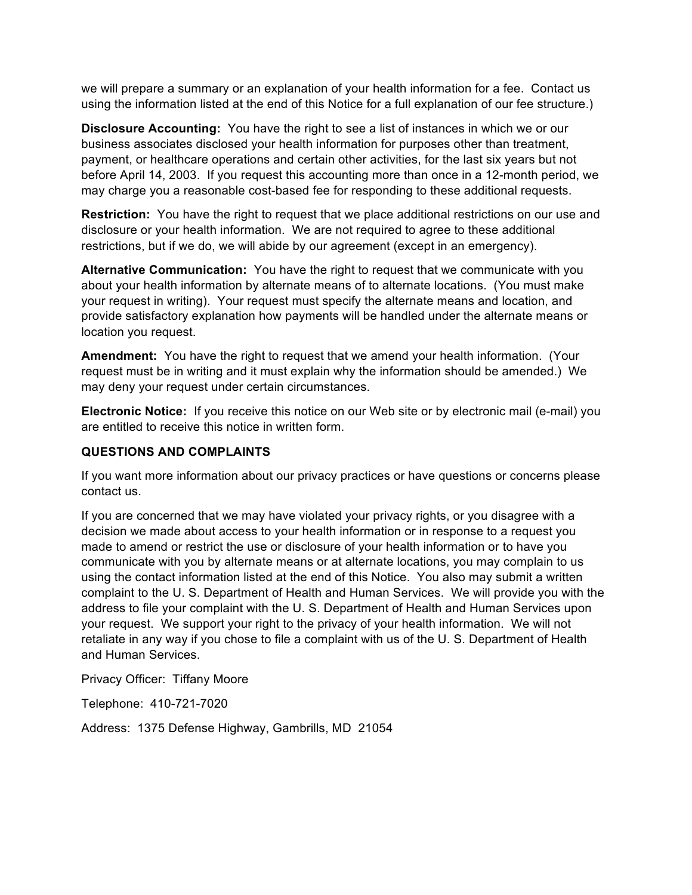we will prepare a summary or an explanation of your health information for a fee. Contact us using the information listed at the end of this Notice for a full explanation of our fee structure.)

**Disclosure Accounting:** You have the right to see a list of instances in which we or our business associates disclosed your health information for purposes other than treatment, payment, or healthcare operations and certain other activities, for the last six years but not before April 14, 2003. If you request this accounting more than once in a 12-month period, we may charge you a reasonable cost-based fee for responding to these additional requests.

**Restriction:** You have the right to request that we place additional restrictions on our use and disclosure or your health information. We are not required to agree to these additional restrictions, but if we do, we will abide by our agreement (except in an emergency).

**Alternative Communication:** You have the right to request that we communicate with you about your health information by alternate means of to alternate locations. (You must make your request in writing). Your request must specify the alternate means and location, and provide satisfactory explanation how payments will be handled under the alternate means or location you request.

**Amendment:** You have the right to request that we amend your health information. (Your request must be in writing and it must explain why the information should be amended.) We may deny your request under certain circumstances.

**Electronic Notice:** If you receive this notice on our Web site or by electronic mail (e-mail) you are entitled to receive this notice in written form.

**QUESTIONS AND COMPLAINTS**

If you want more information about our privacy practices or have questions or concerns please contact us.

If you are concerned that we may have violated your privacy rights, or you disagree with a decision we made about access to your health information or in response to a request you made to amend or restrict the use or disclosure of your health information or to have you communicate with you by alternate means or at alternate locations, you may complain to us using the contact information listed at the end of this Notice. You also may submit a written complaint to the U. S. Department of Health and Human Services. We will provide you with the address to file your complaint with the U. S. Department of Health and Human Services upon your request. We support your right to the privacy of your health information. We will not retaliate in any way if you chose to file a complaint with us of the U. S. Department of Health and Human Services.

Privacy Officer: Tiffany Moore

Telephone: 410-721-7020

Address: 1375 Defense Highway, Gambrills, MD 21054